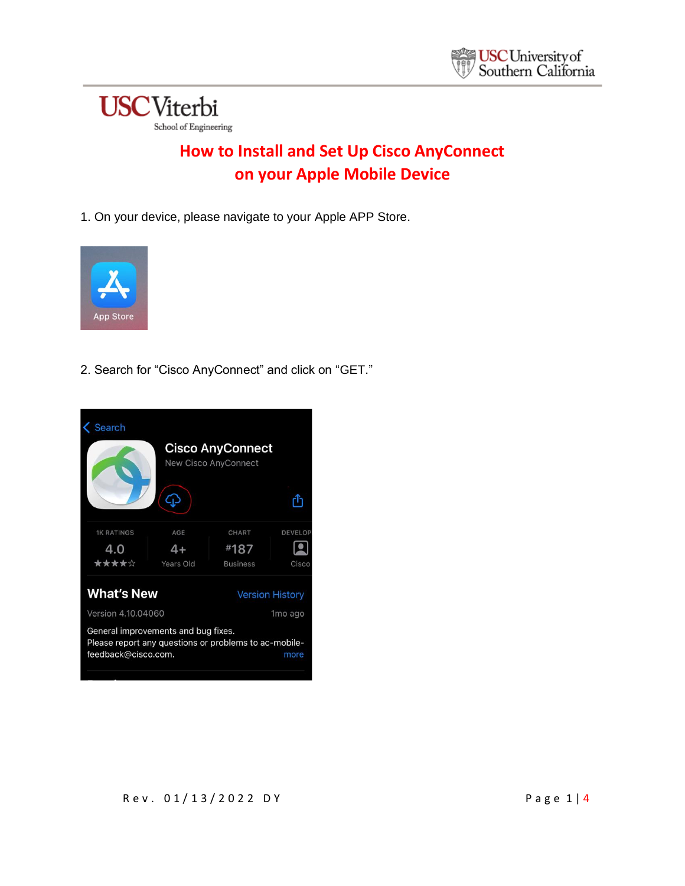# How to Install and Set Up Cisco AnyConnect on your Apple Mobile Device

1. On your device, please navigate to your Apple APP Store.

2. Search for "Cisco AnyConnect" and click on "GET."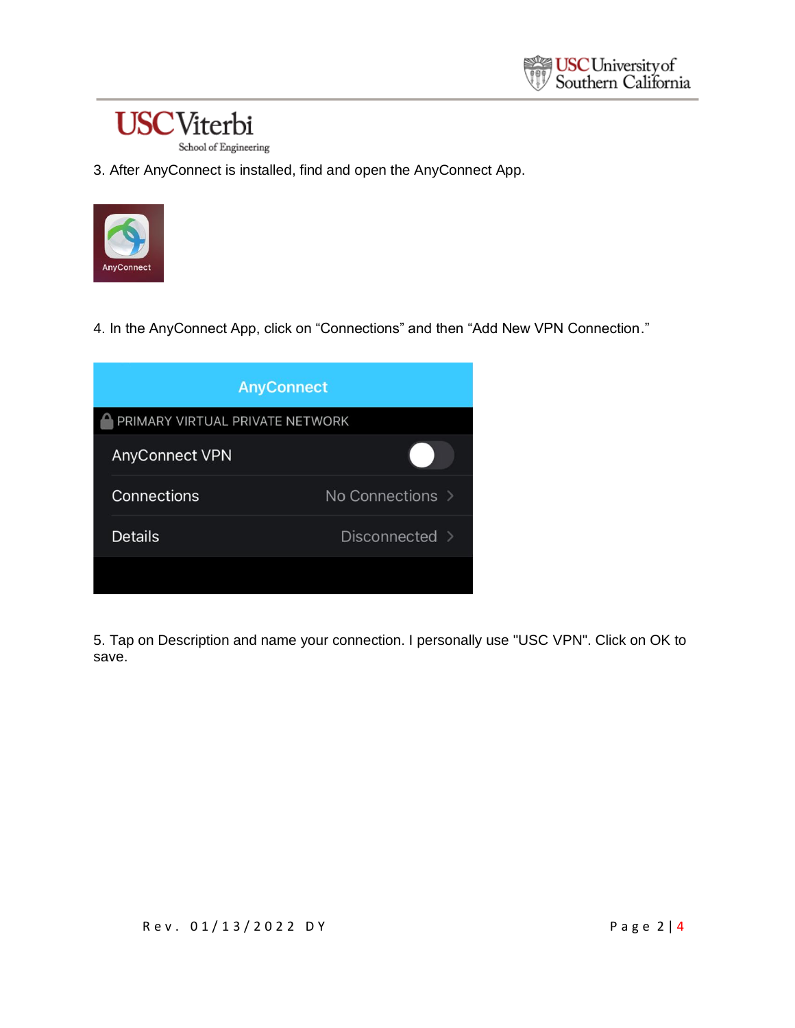3. After AnyConnect is installed, find and open the AnyConnect App.

4. In the AnyConnect App, click on “Connections” and then “Add New VPN Connection.”

5. Tap on Description and name your connection. I personally use "USC VPN". Click on OK to save.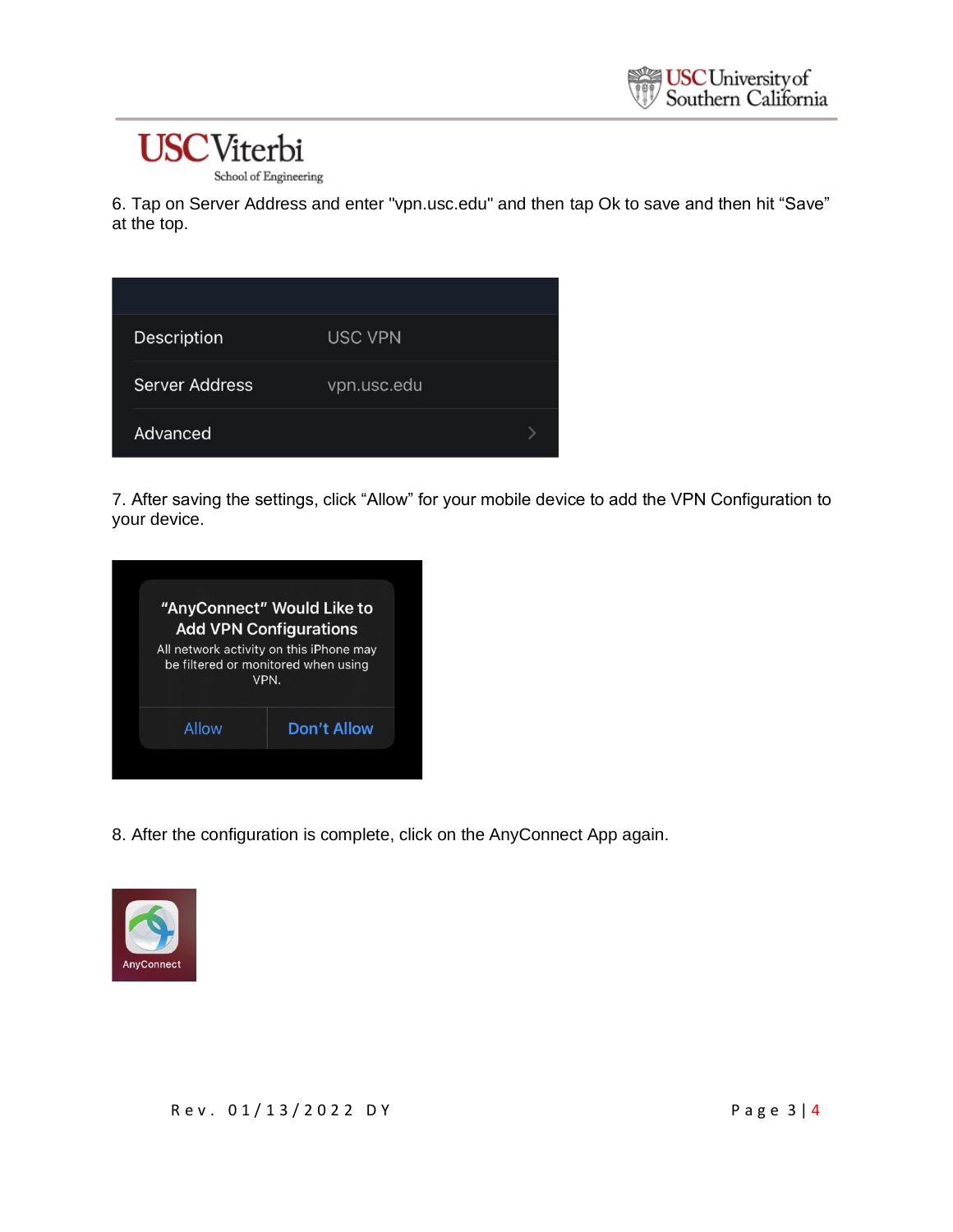6. Tap on Server Address and enter "vpn.usc.edu" and then tap Ok to save and then hit "Save" at the top.

7. After saving the settings, click "Allow" for your mobile device to add the VPN Configuration to your device.

8. After the configuration is complete, click on the AnyConnect App again.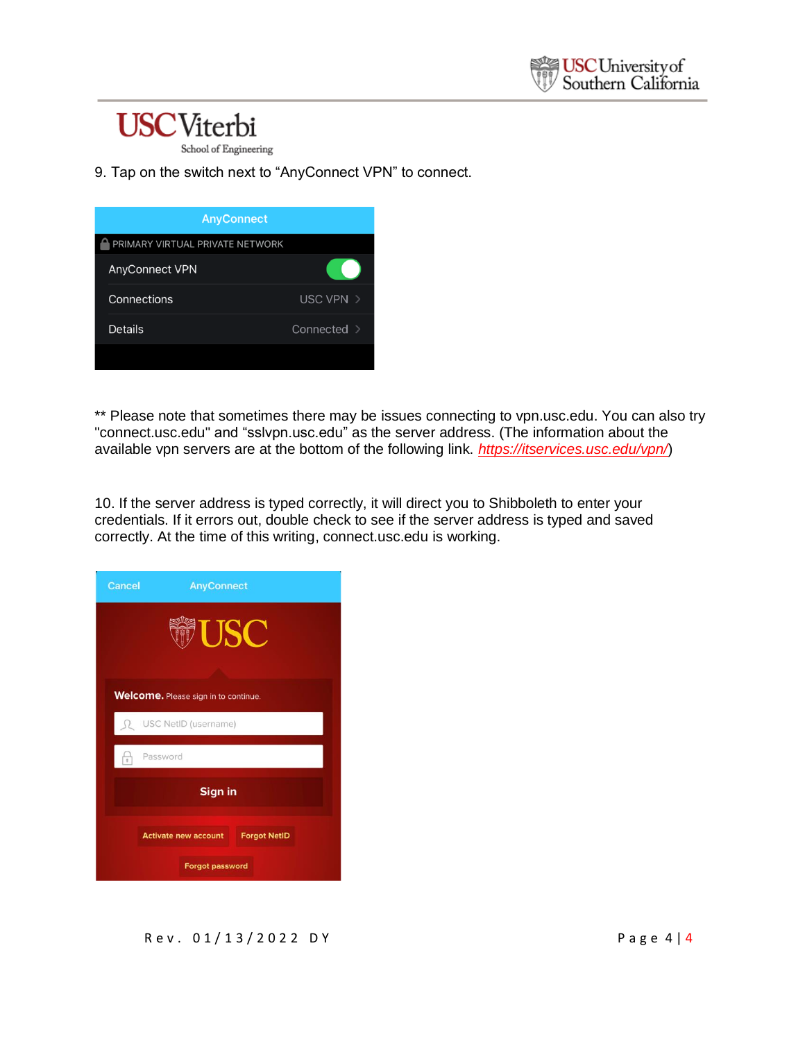9. Tap on the switch next to "AnyConnect VPN" to connect.

** Please note that sometimes there may be issues connecting to vpn.usc.edu. You can also try "connect.usc.edu" and "sslvpn.usc.edu" as the server address. (The information about the available vpn servers are at the bottom of the following link. *https://itservices.usc.edu/vpn/*)

10. If the server address is typed correctly, it will direct you to Shibboleth to enter your credentials. If it errors out, double check to see if the server address is typed and saved correctly. At the time of this writing, connect.usc.edu is working.